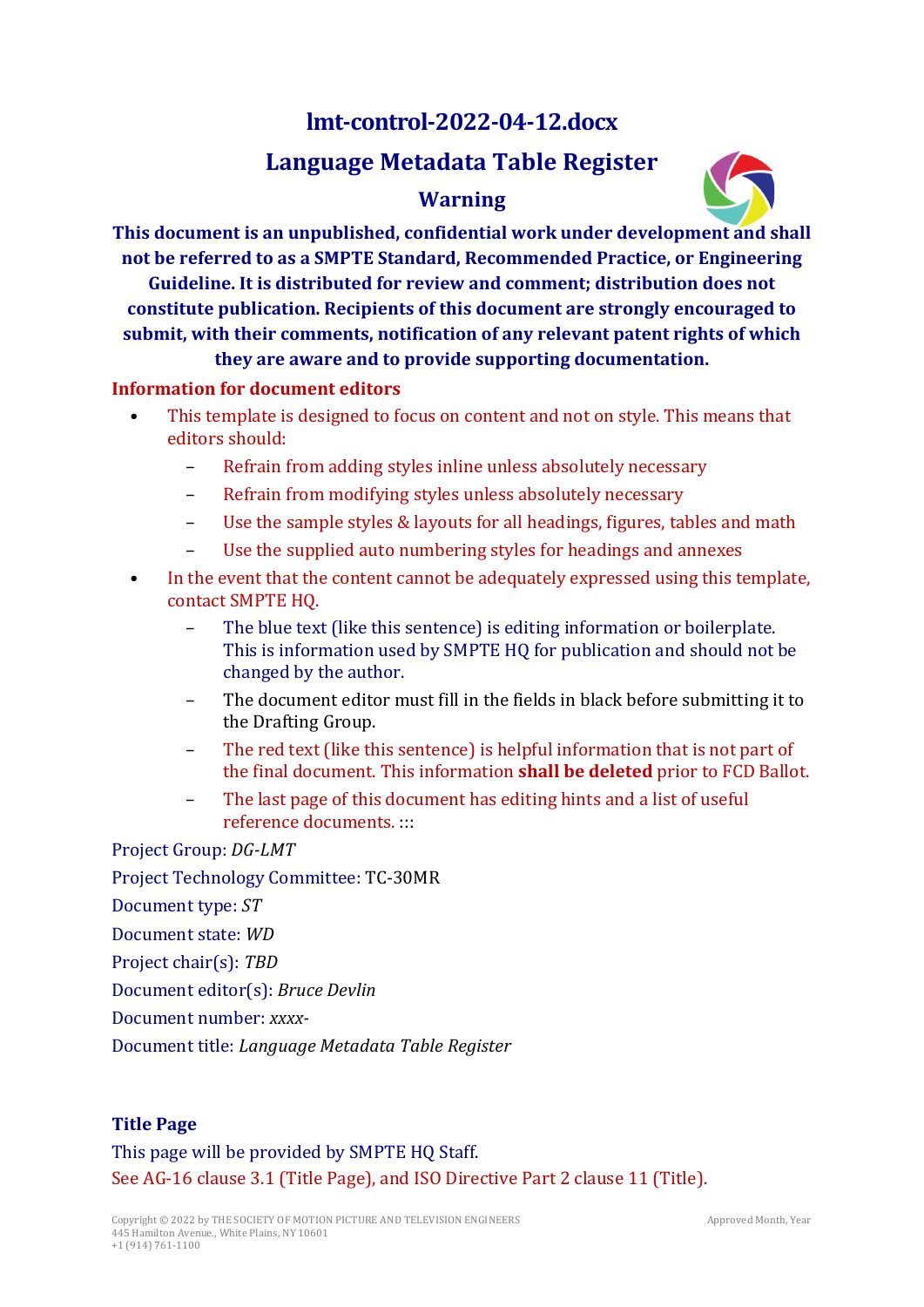# lmt-control-2022-04-12.docx

# Language Metadata Table Register

## Warning

**This document is an unpublished, confidential work under development and shall not be referred to as a SMPTE Standard, Recommended Practice, or Engineering Guideline. It is distributed for review and comment; distribution does not constitute publication. Recipients of this document are strongly encouraged to submit, with their comments, notification of any relevant patent rights of which they are aware and to provide supporting documentation.**

### Information for document editors

- This template is designed to focus on content and not on style. This means that editors should:
  - Refrain from adding styles inline unless absolutely necessary
  - Refrain from modifying styles unless absolutely necessary
  - Use the sample styles & layouts for all headings, figures, tables and math
  - Use the supplied auto numbering styles for headings and annexes
- In the event that the content cannot be adequately expressed using this template, contact SMPTE HQ.
  - The blue text (like this sentence) is editing information or boilerplate. This is information used by SMPTE HQ for publication and should not be changed by the author.
  - The document editor must fill in the fields in black before submitting it to the Drafting Group.
  - The red text (like this sentence) is helpful information that is not part of the final document. This information **shall be deleted** prior to FCD Ballot.
  - The last page of this document has editing hints and a list of useful reference documents. :::

Project Group: *DG-LMT*

Project Technology Committee: TC-30MR

Document type: *ST*

Document state: *WD*

Project chair(s): *TBD*

Document editor(s): *Bruce Devlin*

Document number: *xxxx-*

Document title: *Language Metadata Table Register*

### Title Page

This page will be provided by SMPTE HQ Staff.

See AG-16 clause 3.1 (Title Page), and ISO Directive Part 2 clause 11 (Title).

Copyright © 2022 by THE SOCIETY OF MOTION PICTURE AND TELEVISION ENGINEERS
445 Hamilton Avenue., White Plains, NY 10601
+1 (914) 761-1100

Approved Month, Year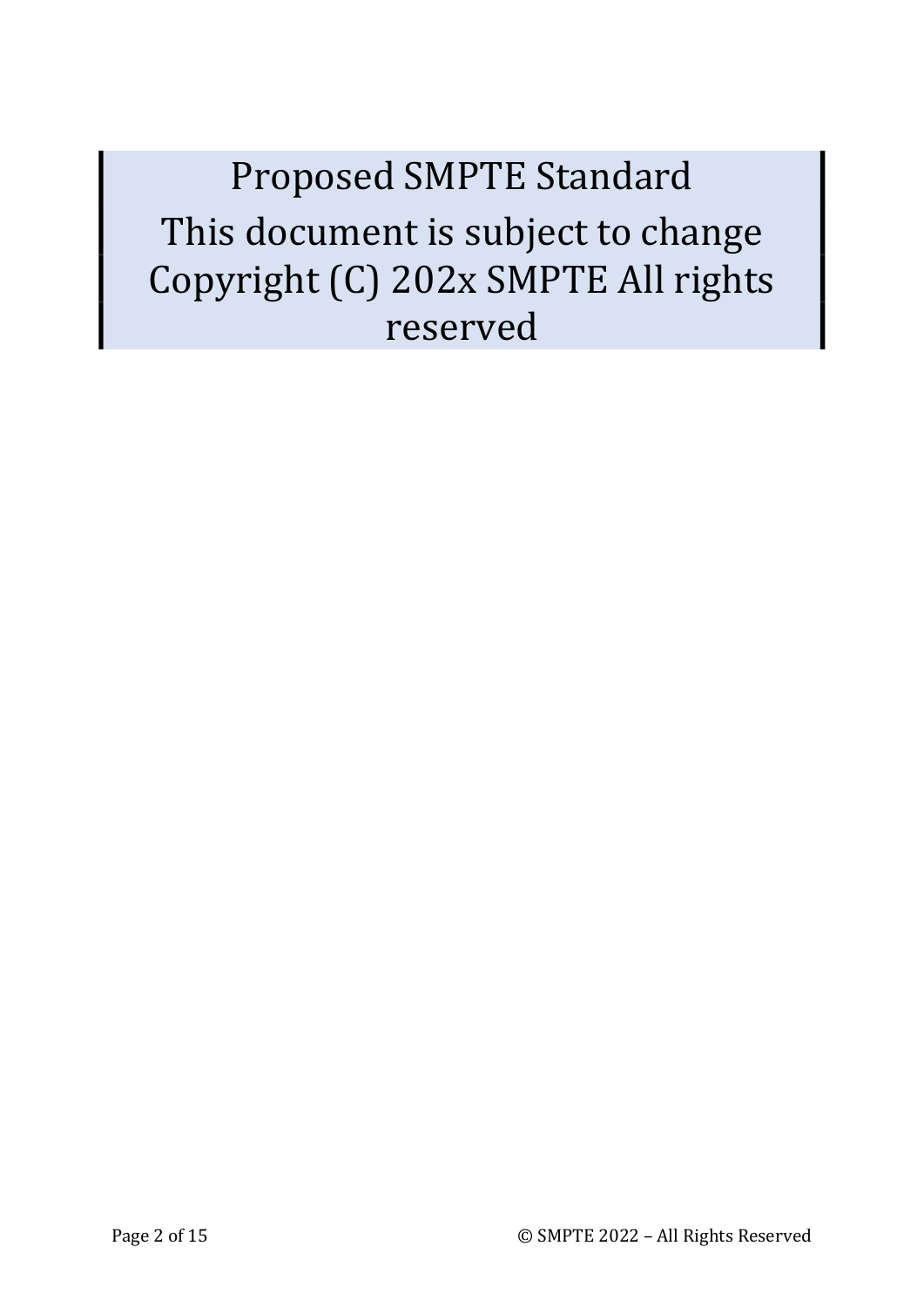Proposed SMPTE Standard
This document is subject to change
Copyright (C) 202x SMPTE All rights reserved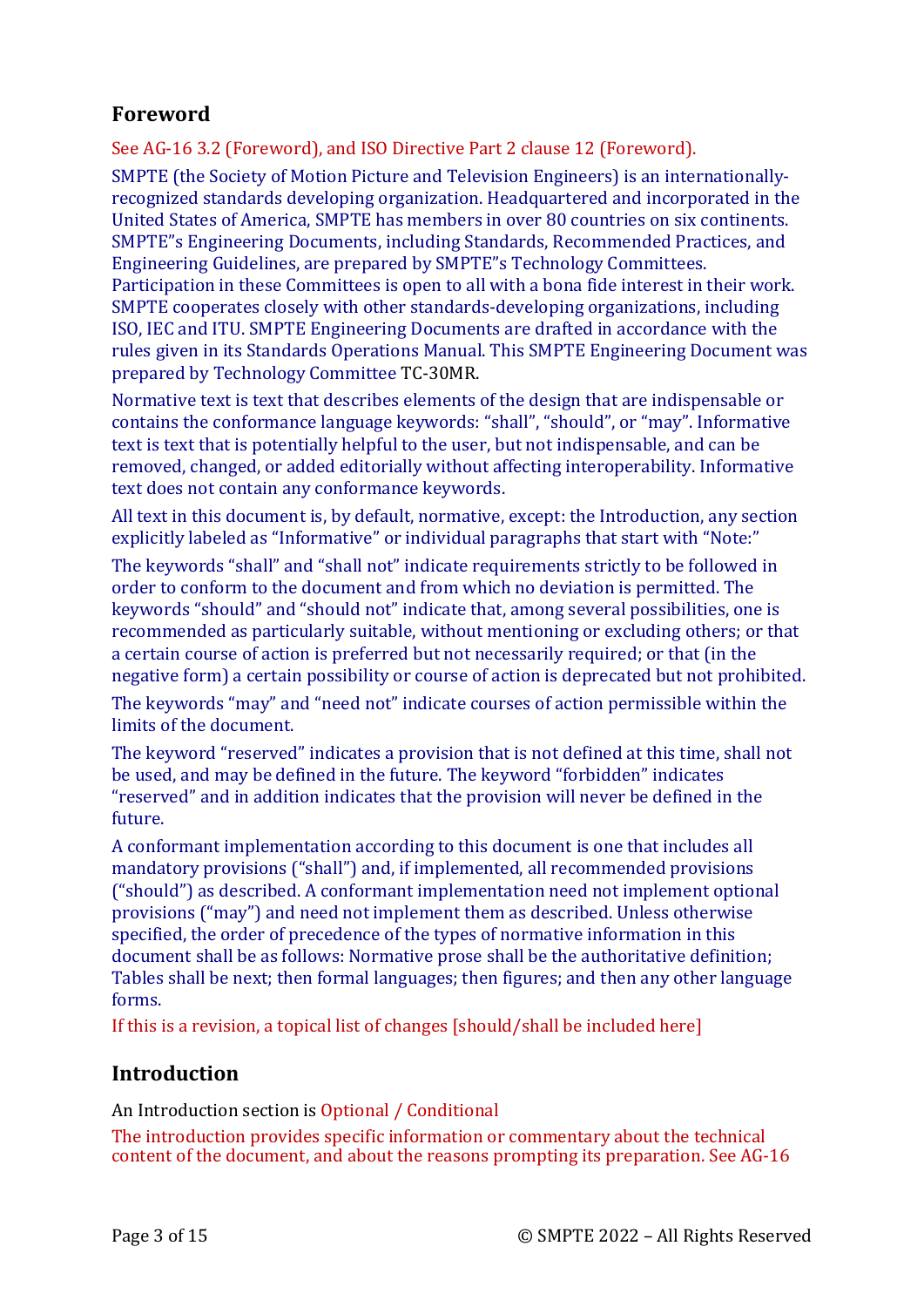## Foreword

See AG-16 3.2 (Foreword), and ISO Directive Part 2 clause 12 (Foreword).

SMPTE (the Society of Motion Picture and Television Engineers) is an internationally-recognized standards developing organization. Headquartered and incorporated in the United States of America, SMPTE has members in over 80 countries on six continents. SMPTE"s Engineering Documents, including Standards, Recommended Practices, and Engineering Guidelines, are prepared by SMPTE"s Technology Committees. Participation in these Committees is open to all with a bona fide interest in their work. SMPTE cooperates closely with other standards-developing organizations, including ISO, IEC and ITU. SMPTE Engineering Documents are drafted in accordance with the rules given in its Standards Operations Manual. This SMPTE Engineering Document was prepared by Technology Committee TC-30MR.

Normative text is text that describes elements of the design that are indispensable or contains the conformance language keywords: "shall", "should", or "may". Informative text is text that is potentially helpful to the user, but not indispensable, and can be removed, changed, or added editorially without affecting interoperability. Informative text does not contain any conformance keywords.

All text in this document is, by default, normative, except: the Introduction, any section explicitly labeled as "Informative" or individual paragraphs that start with "Note:"

The keywords "shall" and "shall not" indicate requirements strictly to be followed in order to conform to the document and from which no deviation is permitted. The keywords "should" and "should not" indicate that, among several possibilities, one is recommended as particularly suitable, without mentioning or excluding others; or that a certain course of action is preferred but not necessarily required; or that (in the negative form) a certain possibility or course of action is deprecated but not prohibited.

The keywords "may" and "need not" indicate courses of action permissible within the limits of the document.

The keyword "reserved" indicates a provision that is not defined at this time, shall not be used, and may be defined in the future. The keyword "forbidden" indicates "reserved" and in addition indicates that the provision will never be defined in the future.

A conformant implementation according to this document is one that includes all mandatory provisions ("shall") and, if implemented, all recommended provisions ("should") as described. A conformant implementation need not implement optional provisions ("may") and need not implement them as described. Unless otherwise specified, the order of precedence of the types of normative information in this document shall be as follows: Normative prose shall be the authoritative definition; Tables shall be next; then formal languages; then figures; and then any other language forms.

If this is a revision, a topical list of changes [should/shall be included here]

## Introduction

An Introduction section is Optional / Conditional

The introduction provides specific information or commentary about the technical content of the document, and about the reasons prompting its preparation. See AG-16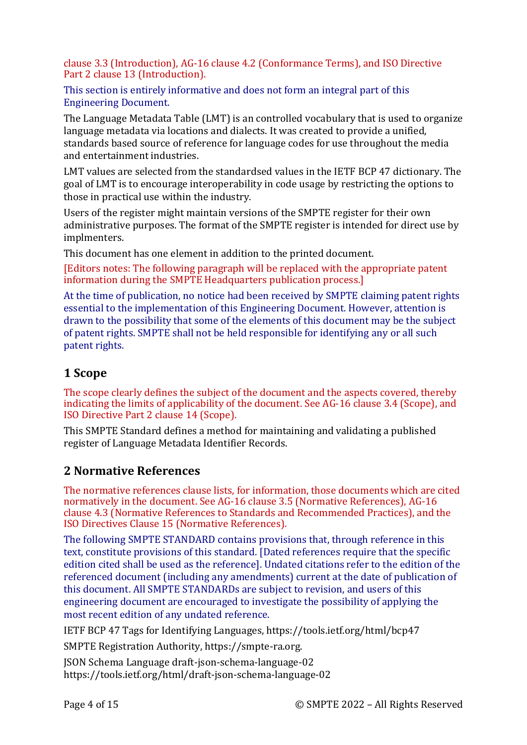clause 3.3 (Introduction), AG-16 clause 4.2 (Conformance Terms), and ISO Directive Part 2 clause 13 (Introduction).

This section is entirely informative and does not form an integral part of this Engineering Document.

The Language Metadata Table (LMT) is an controlled vocabulary that is used to organize language metadata via locations and dialects. It was created to provide a unified, standards based source of reference for language codes for use throughout the media and entertainment industries.

LMT values are selected from the standardsed values in the IETF BCP 47 dictionary. The goal of LMT is to encourage interoperability in code usage by restricting the options to those in practical use within the industry.

Users of the register might maintain versions of the SMPTE register for their own administrative purposes. The format of the SMPTE register is intended for direct use by implmenters.

This document has one element in addition to the printed document.

[Editors notes: The following paragraph will be replaced with the appropriate patent information during the SMPTE Headquarters publication process.]

At the time of publication, no notice had been received by SMPTE claiming patent rights essential to the implementation of this Engineering Document. However, attention is drawn to the possibility that some of the elements of this document may be the subject of patent rights. SMPTE shall not be held responsible for identifying any or all such patent rights.

## 1 Scope

The scope clearly defines the subject of the document and the aspects covered, thereby indicating the limits of applicability of the document. See AG-16 clause 3.4 (Scope), and ISO Directive Part 2 clause 14 (Scope).

This SMPTE Standard defines a method for maintaining and validating a published register of Language Metadata Identifier Records.

## 2 Normative References

The normative references clause lists, for information, those documents which are cited normatively in the document. See AG-16 clause 3.5 (Normative References), AG-16 clause 4.3 (Normative References to Standards and Recommended Practices), and the ISO Directives Clause 15 (Normative References).

The following SMPTE STANDARD contains provisions that, through reference in this text, constitute provisions of this standard. [Dated references require that the specific edition cited shall be used as the reference]. Undated citations refer to the edition of the referenced document (including any amendments) current at the date of publication of this document. All SMPTE STANDARDs are subject to revision, and users of this engineering document are encouraged to investigate the possibility of applying the most recent edition of any undated reference.

IETF BCP 47 Tags for Identifying Languages, https://tools.ietf.org/html/bcp47

SMPTE Registration Authority, https://smpte-ra.org.

JSON Schema Language draft-json-schema-language-02
https://tools.ietf.org/html/draft-json-schema-language-02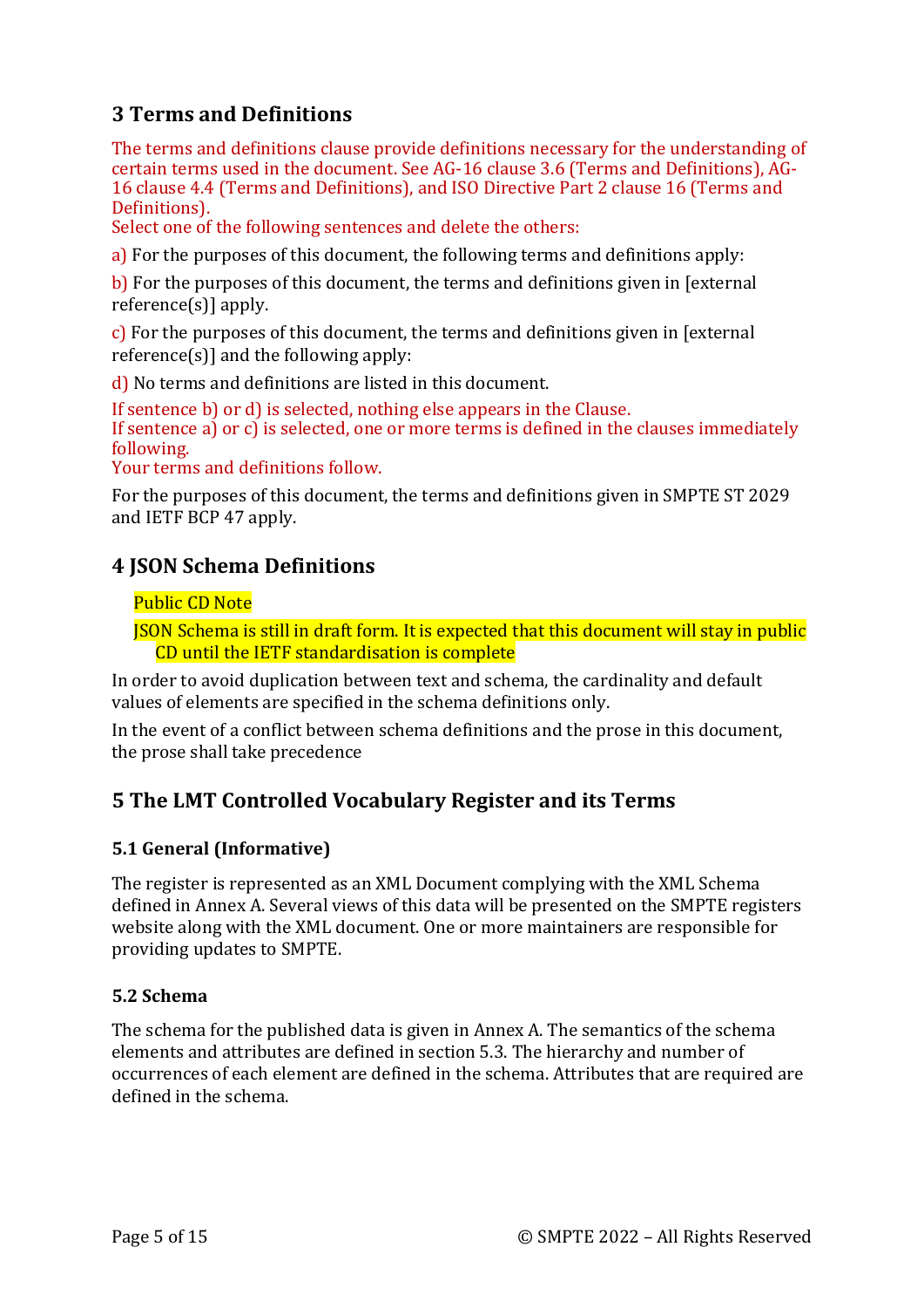## 3 Terms and Definitions

The terms and definitions clause provide definitions necessary for the understanding of certain terms used in the document. See AG-16 clause 3.6 (Terms and Definitions), AG-16 clause 4.4 (Terms and Definitions), and ISO Directive Part 2 clause 16 (Terms and Definitions).
Select one of the following sentences and delete the others:

a) For the purposes of this document, the following terms and definitions apply:

b) For the purposes of this document, the terms and definitions given in [external reference(s)] apply.

c) For the purposes of this document, the terms and definitions given in [external reference(s)] and the following apply:

d) No terms and definitions are listed in this document.

If sentence b) or d) is selected, nothing else appears in the Clause.
If sentence a) or c) is selected, one or more terms is defined in the clauses immediately following.
Your terms and definitions follow.

For the purposes of this document, the terms and definitions given in SMPTE ST 2029 and IETF BCP 47 apply.

## 4 JSON Schema Definitions

Public CD Note

JSON Schema is still in draft form. It is expected that this document will stay in public CD until the IETF standardisation is complete

In order to avoid duplication between text and schema, the cardinality and default values of elements are specified in the schema definitions only.

In the event of a conflict between schema definitions and the prose in this document, the prose shall take precedence

## 5 The LMT Controlled Vocabulary Register and its Terms

### 5.1 General (Informative)

The register is represented as an XML Document complying with the XML Schema defined in Annex A. Several views of this data will be presented on the SMPTE registers website along with the XML document. One or more maintainers are responsible for providing updates to SMPTE.

### 5.2 Schema

The schema for the published data is given in Annex A. The semantics of the schema elements and attributes are defined in section 5.3. The hierarchy and number of occurrences of each element are defined in the schema. Attributes that are required are defined in the schema.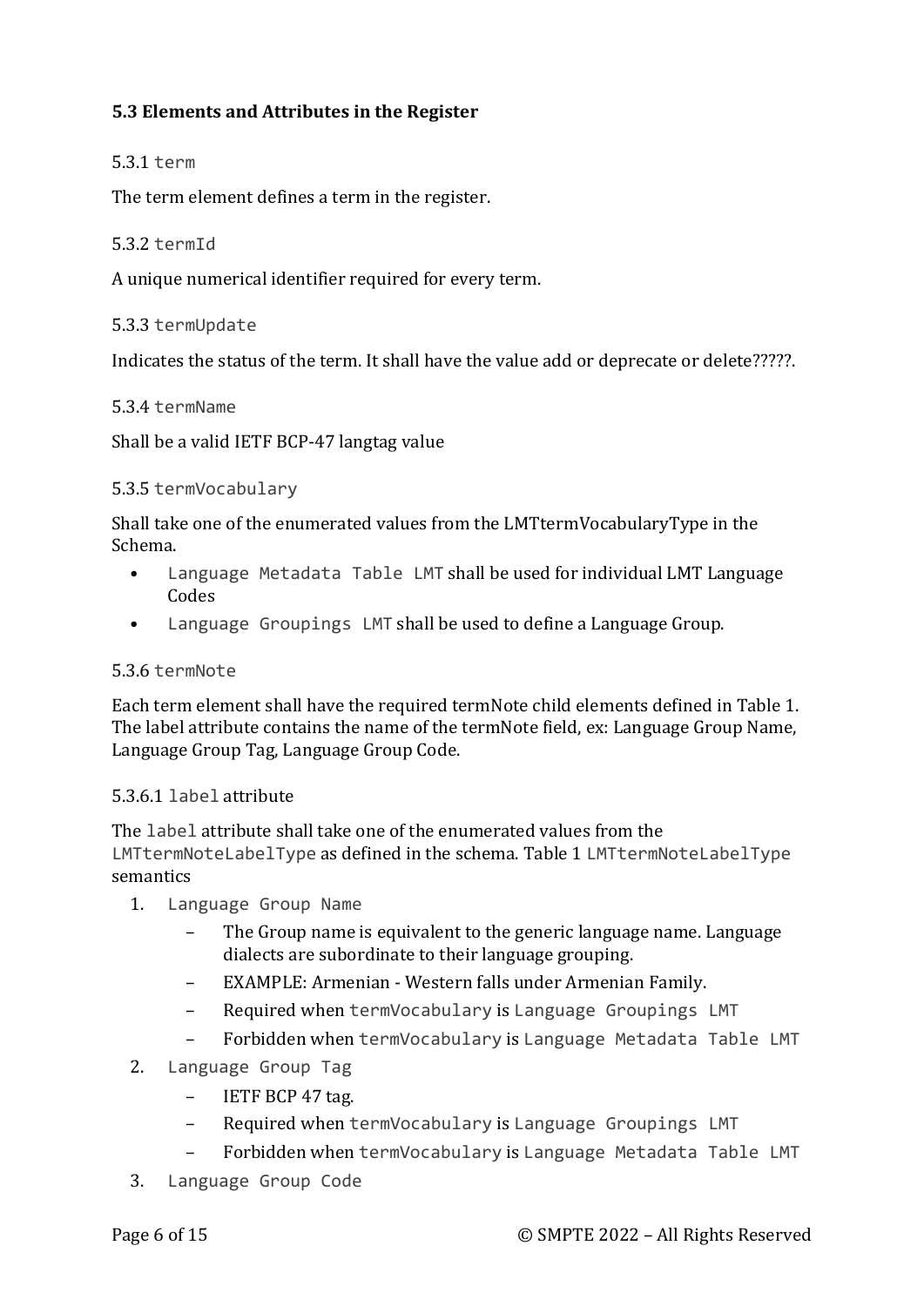### 5.3 Elements and Attributes in the Register

#### 5.3.1 `term`

The term element defines a term in the register.

#### 5.3.2 `termId`

A unique numerical identifier required for every term.

#### 5.3.3 `termUpdate`

Indicates the status of the term. It shall have the value add or deprecate or delete?????.

#### 5.3.4 `termName`

Shall be a valid IETF BCP-47 langtag value

#### 5.3.5 `termVocabulary`

Shall take one of the enumerated values from the LMTtermVocabularyType in the Schema.

- `Language Metadata Table LMT` shall be used for individual LMT Language Codes
- `Language Groupings LMT` shall be used to define a Language Group.

#### 5.3.6 `termNote`

Each term element shall have the required termNote child elements defined in Table 1. The label attribute contains the name of the termNote field, ex: Language Group Name, Language Group Tag, Language Group Code.

##### 5.3.6.1 `label` attribute

The `label` attribute shall take one of the enumerated values from the `LMTtermNoteLabelType` as defined in the schema. Table 1 `LMTtermNoteLabelType` semantics

1. `Language Group Name`
   - The Group name is equivalent to the generic language name. Language dialects are subordinate to their language grouping.
   - EXAMPLE: Armenian - Western falls under Armenian Family.
   - Required when `termVocabulary` is `Language Groupings LMT`
   - Forbidden when `termVocabulary` is `Language Metadata Table LMT`
2. `Language Group Tag`
   - IETF BCP 47 tag.
   - Required when `termVocabulary` is `Language Groupings LMT`
   - Forbidden when `termVocabulary` is `Language Metadata Table LMT`
3. `Language Group Code`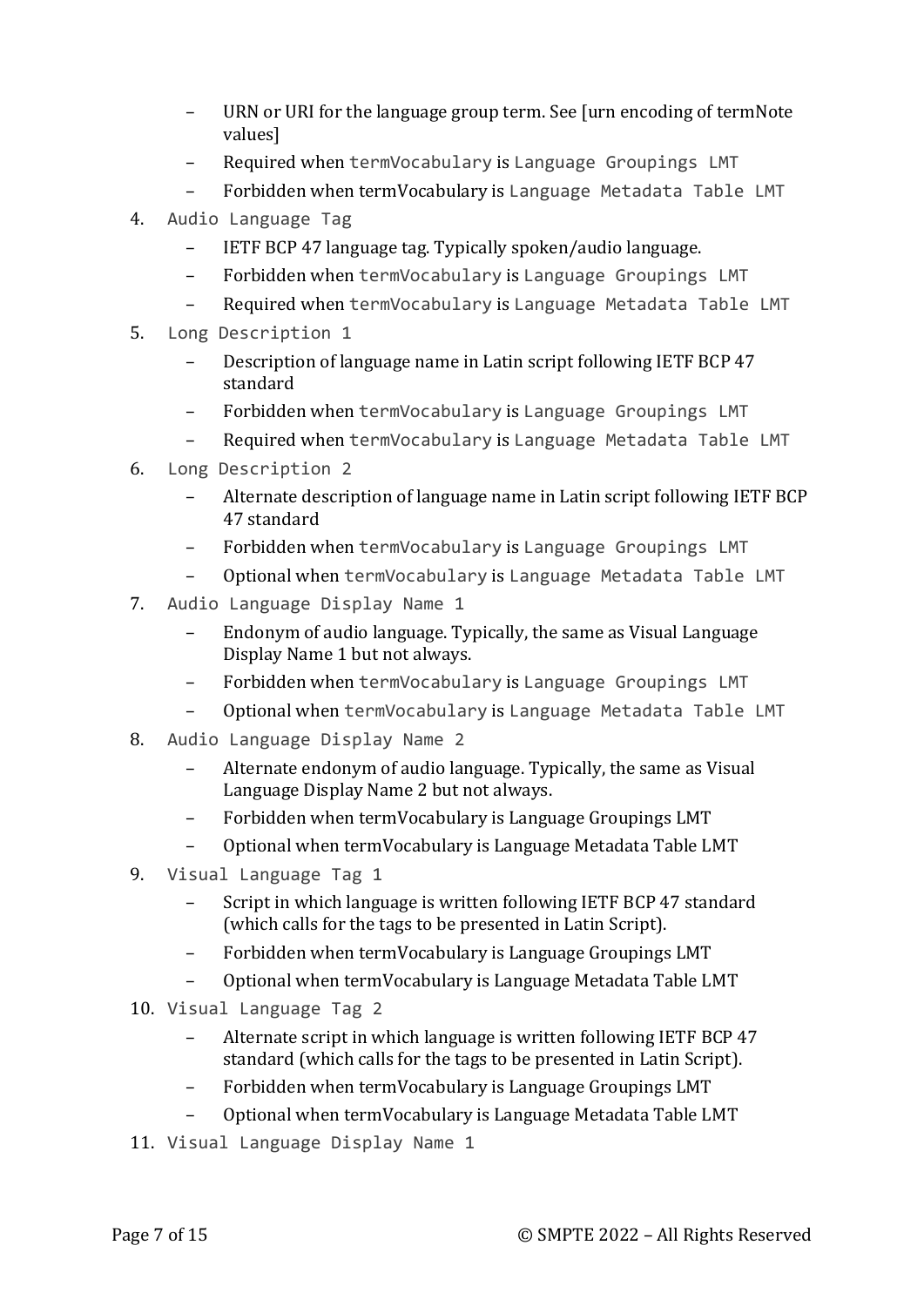- URN or URI for the language group term. See [urn encoding of termNote values]
- Required when `termVocabulary` is `Language Groupings LMT`
- Forbidden when termVocabulary is `Language Metadata Table LMT`

4. `Audio Language Tag`
   - IETF BCP 47 language tag. Typically spoken/audio language.
   - Forbidden when `termVocabulary` is `Language Groupings LMT`
   - Required when `termVocabulary` is `Language Metadata Table LMT`
5. `Long Description 1`
   - Description of language name in Latin script following IETF BCP 47 standard
   - Forbidden when `termVocabulary` is `Language Groupings LMT`
   - Required when `termVocabulary` is `Language Metadata Table LMT`
6. `Long Description 2`
   - Alternate description of language name in Latin script following IETF BCP 47 standard
   - Forbidden when `termVocabulary` is `Language Groupings LMT`
   - Optional when `termVocabulary` is `Language Metadata Table LMT`
7. `Audio Language Display Name 1`
   - Endonym of audio language. Typically, the same as Visual Language Display Name 1 but not always.
   - Forbidden when `termVocabulary` is `Language Groupings LMT`
   - Optional when `termVocabulary` is `Language Metadata Table LMT`
8. `Audio Language Display Name 2`
   - Alternate endonym of audio language. Typically, the same as Visual Language Display Name 2 but not always.
   - Forbidden when termVocabulary is Language Groupings LMT
   - Optional when termVocabulary is Language Metadata Table LMT
9. `Visual Language Tag 1`
   - Script in which language is written following IETF BCP 47 standard (which calls for the tags to be presented in Latin Script).
   - Forbidden when termVocabulary is Language Groupings LMT
   - Optional when termVocabulary is Language Metadata Table LMT
10. `Visual Language Tag 2`
    - Alternate script in which language is written following IETF BCP 47 standard (which calls for the tags to be presented in Latin Script).
    - Forbidden when termVocabulary is Language Groupings LMT
    - Optional when termVocabulary is Language Metadata Table LMT
11. `Visual Language Display Name 1`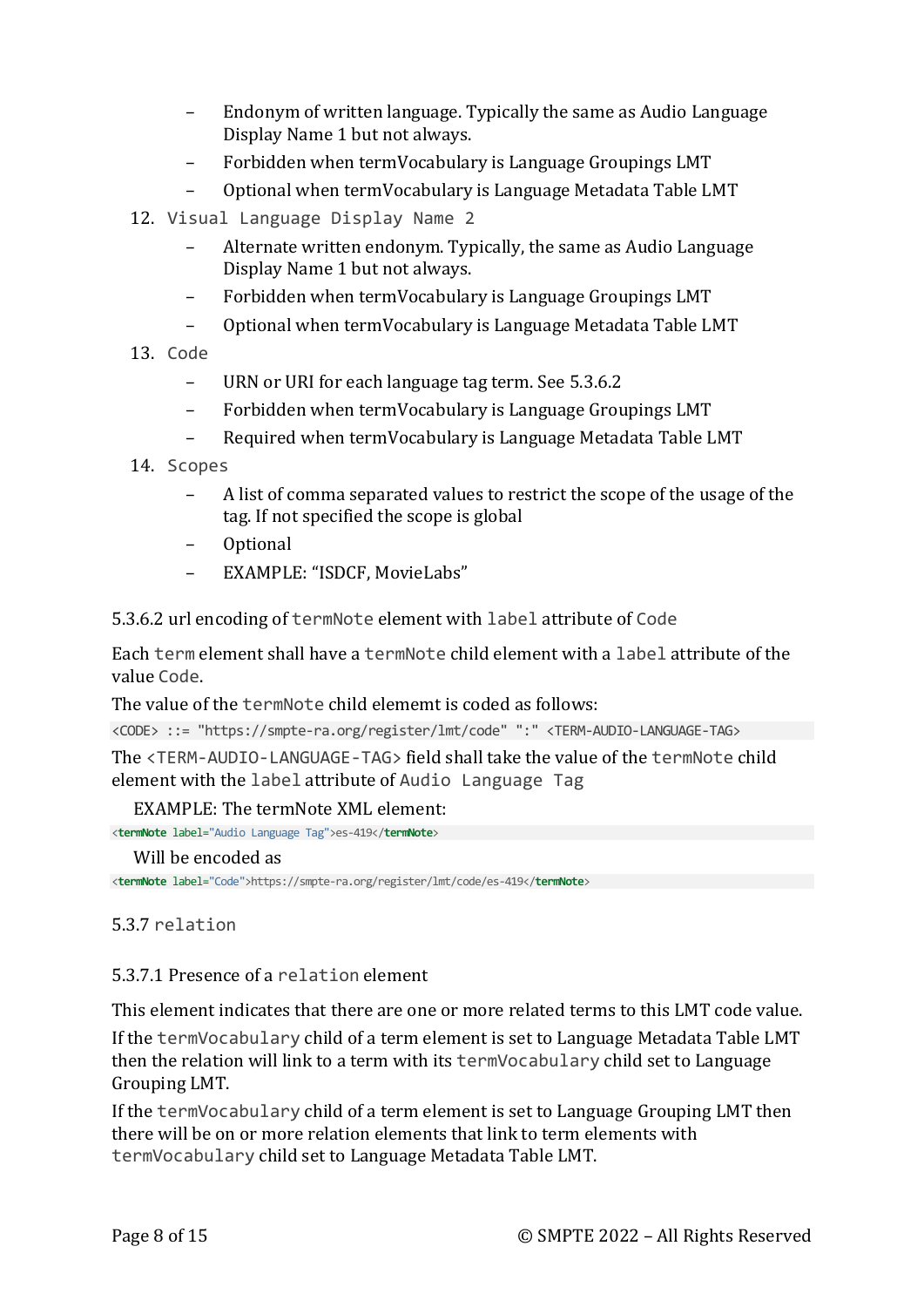- Endonym of written language. Typically the same as Audio Language Display Name 1 but not always.
   - Forbidden when termVocabulary is Language Groupings LMT
   - Optional when termVocabulary is Language Metadata Table LMT
12. `Visual Language Display Name 2`
   - Alternate written endonym. Typically, the same as Audio Language Display Name 1 but not always.
   - Forbidden when termVocabulary is Language Groupings LMT
   - Optional when termVocabulary is Language Metadata Table LMT
13. `Code`
   - URN or URI for each language tag term. See 5.3.6.2
   - Forbidden when termVocabulary is Language Groupings LMT
   - Required when termVocabulary is Language Metadata Table LMT
14. `Scopes`
   - A list of comma separated values to restrict the scope of the usage of the tag. If not specified the scope is global
   - Optional
   - EXAMPLE: "ISDCF, MovieLabs"

#### 5.3.6.2 url encoding of `termNote` element with `label` attribute of `Code`

Each `term` element shall have a `termNote` child element with a `label` attribute of the value `Code`.

The value of the `termNote` child elememt is coded as follows:

```
<CODE> ::= "https://smpte-ra.org/register/lmt/code" ":" <TERM-AUDIO-LANGUAGE-TAG>
```

The `<TERM-AUDIO-LANGUAGE-TAG>` field shall take the value of the `termNote` child element with the `label` attribute of `Audio Language Tag`

EXAMPLE: The termNote XML element:

```
<termNote label="Audio Language Tag">es-419</termNote>
```

Will be encoded as

```
<termNote label="Code">https://smpte-ra.org/register/lmt/code/es-419</termNote>
```

### 5.3.7 `relation`

#### 5.3.7.1 Presence of a `relation` element

This element indicates that there are one or more related terms to this LMT code value.

If the `termVocabulary` child of a term element is set to Language Metadata Table LMT then the relation will link to a term with its `termVocabulary` child set to Language Grouping LMT.

If the `termVocabulary` child of a term element is set to Language Grouping LMT then there will be on or more relation elements that link to term elements with `termVocabulary` child set to Language Metadata Table LMT.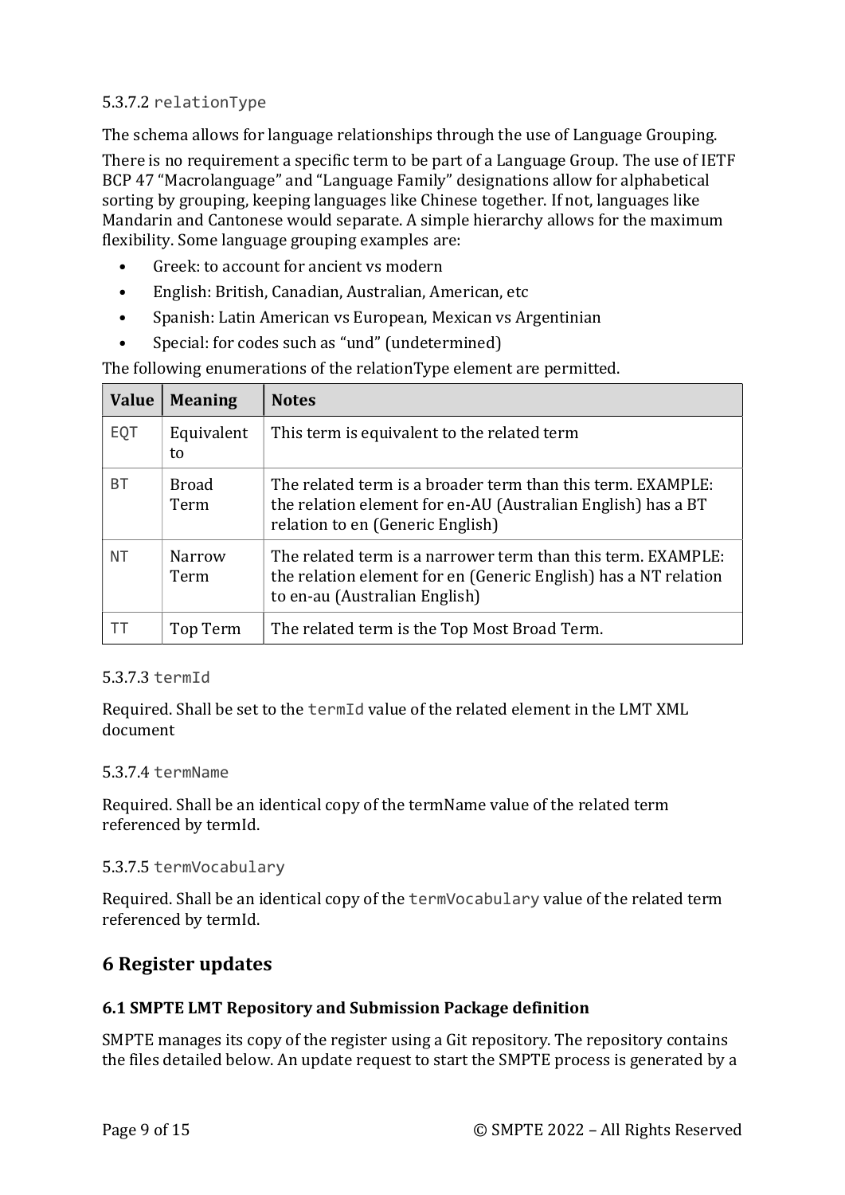#### 5.3.7.2 `relationType`

The schema allows for language relationships through the use of Language Grouping.

There is no requirement a specific term to be part of a Language Group. The use of IETF BCP 47 "Macrolanguage" and "Language Family" designations allow for alphabetical sorting by grouping, keeping languages like Chinese together. If not, languages like Mandarin and Cantonese would separate. A simple hierarchy allows for the maximum flexibility. Some language grouping examples are:

- Greek: to account for ancient vs modern
- English: British, Canadian, Australian, American, etc
- Spanish: Latin American vs European, Mexican vs Argentinian
- Special: for codes such as "und" (undetermined)

The following enumerations of the relationType element are permitted.

| Value | Meaning | Notes |
|---|---|---|
| `EQT` | Equivalent to | This term is equivalent to the related term |
| `BT` | Broad Term | The related term is a broader term than this term. EXAMPLE: the relation element for en-AU (Australian English) has a BT relation to en (Generic English) |
| `NT` | Narrow Term | The related term is a narrower term than this term. EXAMPLE: the relation element for en (Generic English) has a NT relation to en-au (Australian English) |
| `TT` | Top Term | The related term is the Top Most Broad Term. |

#### 5.3.7.3 `termId`

Required. Shall be set to the `termId` value of the related element in the LMT XML document

#### 5.3.7.4 `termName`

Required. Shall be an identical copy of the termName value of the related term referenced by termId.

#### 5.3.7.5 `termVocabulary`

Required. Shall be an identical copy of the `termVocabulary` value of the related term referenced by termId.

## 6 Register updates

### 6.1 SMPTE LMT Repository and Submission Package definition

SMPTE manages its copy of the register using a Git repository. The repository contains the files detailed below. An update request to start the SMPTE process is generated by a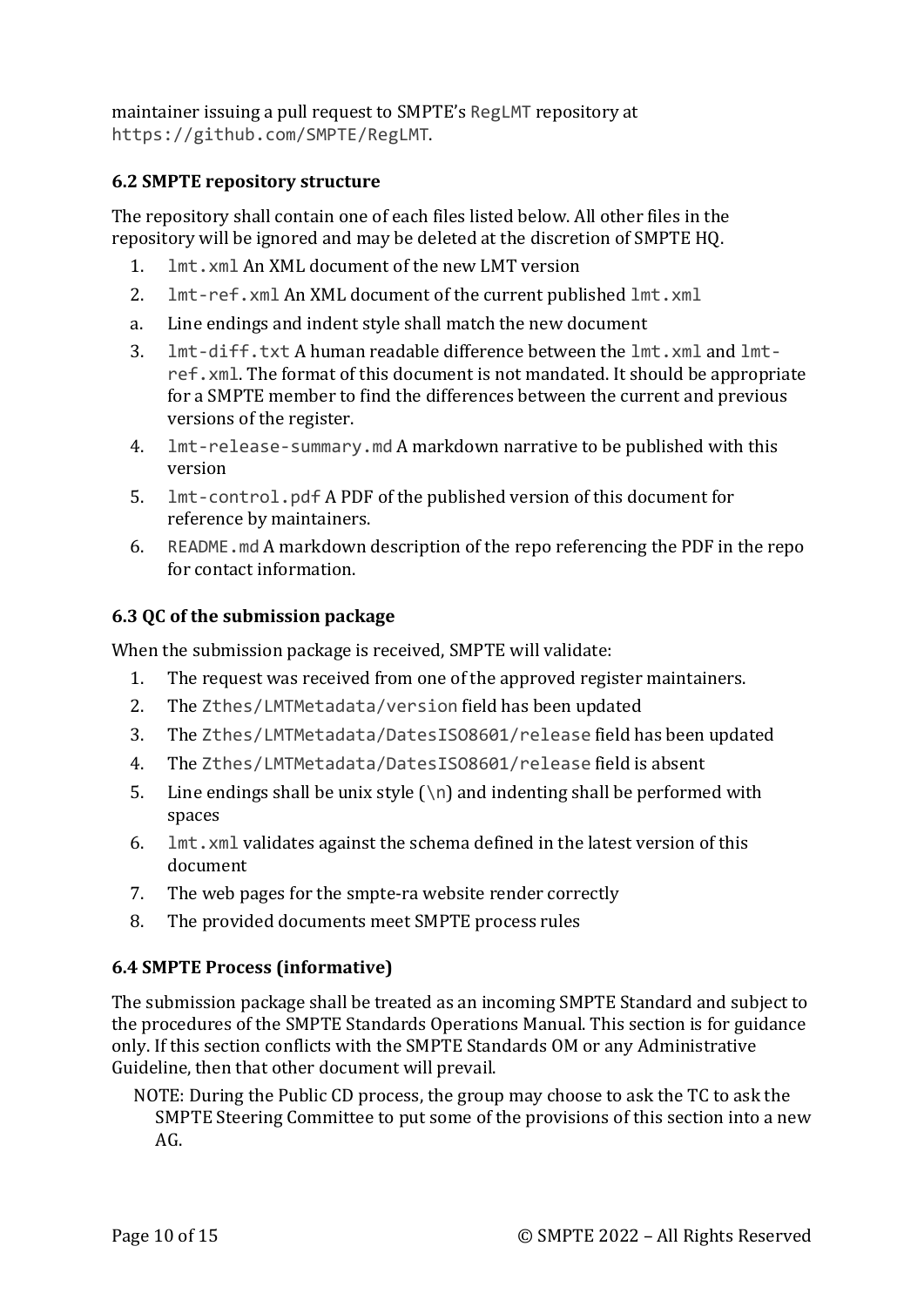maintainer issuing a pull request to SMPTE's `RegLMT` repository at `https://github.com/SMPTE/RegLMT`.

### 6.2 SMPTE repository structure

The repository shall contain one of each files listed below. All other files in the repository will be ignored and may be deleted at the discretion of SMPTE HQ.

1. `lmt.xml` An XML document of the new LMT version
2. `lmt-ref.xml` An XML document of the current published `lmt.xml`
   a. Line endings and indent style shall match the new document
3. `lmt-diff.txt` A human readable difference between the `lmt.xml` and `lmt-ref.xml`. The format of this document is not mandated. It should be appropriate for a SMPTE member to find the differences between the current and previous versions of the register.
4. `lmt-release-summary.md` A markdown narrative to be published with this version
5. `lmt-control.pdf` A PDF of the published version of this document for reference by maintainers.
6. `README.md` A markdown description of the repo referencing the PDF in the repo for contact information.

### 6.3 QC of the submission package

When the submission package is received, SMPTE will validate:

1. The request was received from one of the approved register maintainers.
2. The `Zthes/LMTMetadata/version` field has been updated
3. The `Zthes/LMTMetadata/DatesISO8601/release` field has been updated
4. The `Zthes/LMTMetadata/DatesISO8601/release` field is absent
5. Line endings shall be unix style (`\n`) and indenting shall be performed with spaces
6. `lmt.xml` validates against the schema defined in the latest version of this document
7. The web pages for the smpte-ra website render correctly
8. The provided documents meet SMPTE process rules

### 6.4 SMPTE Process (informative)

The submission package shall be treated as an incoming SMPTE Standard and subject to the procedures of the SMPTE Standards Operations Manual. This section is for guidance only. If this section conflicts with the SMPTE Standards OM or any Administrative Guideline, then that other document will prevail.

NOTE: During the Public CD process, the group may choose to ask the TC to ask the SMPTE Steering Committee to put some of the provisions of this section into a new AG.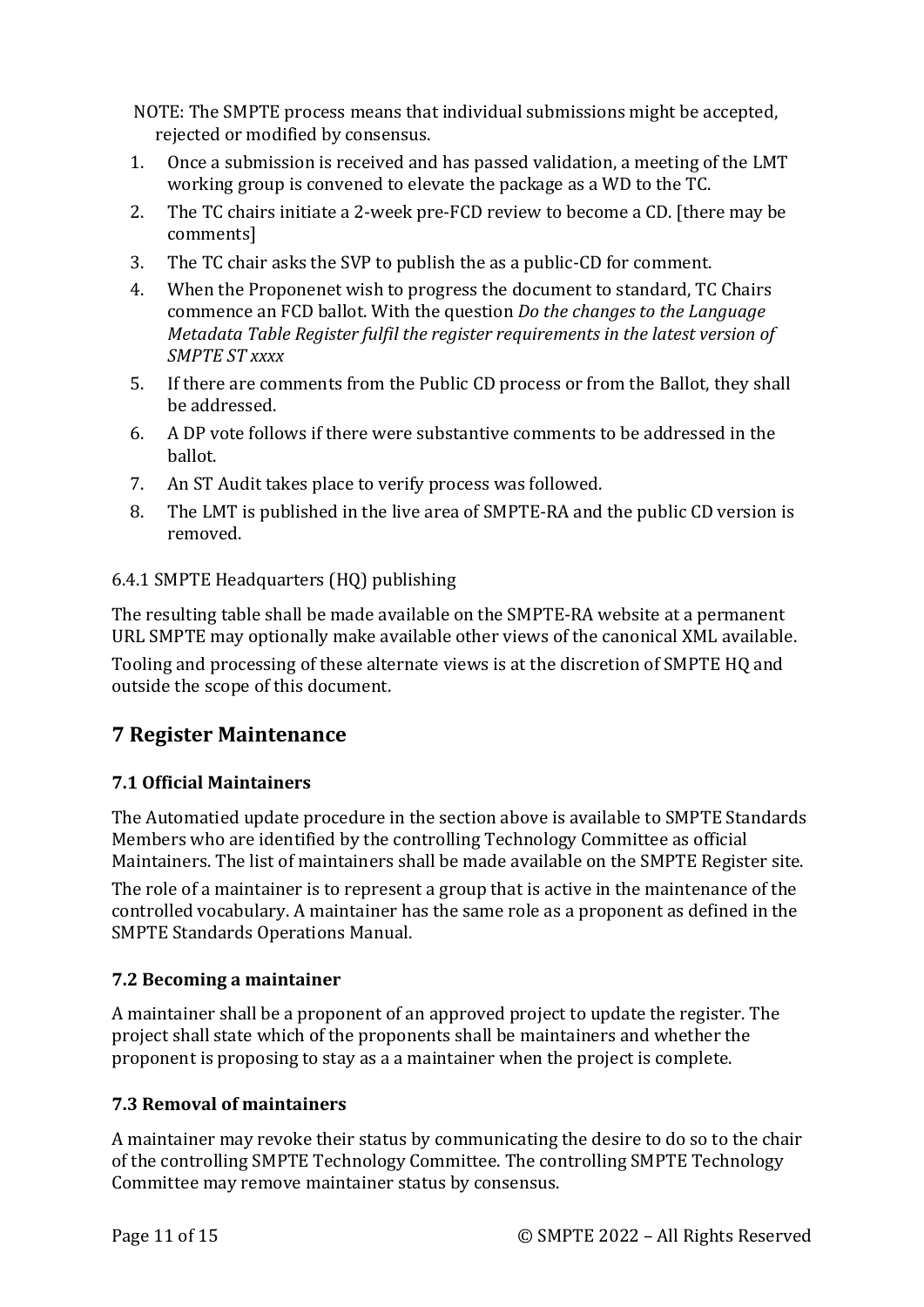NOTE: The SMPTE process means that individual submissions might be accepted, rejected or modified by consensus.

1. Once a submission is received and has passed validation, a meeting of the LMT working group is convened to elevate the package as a WD to the TC.
2. The TC chairs initiate a 2-week pre-FCD review to become a CD. [there may be comments]
3. The TC chair asks the SVP to publish the as a public-CD for comment.
4. When the Proponenet wish to progress the document to standard, TC Chairs commence an FCD ballot. With the question *Do the changes to the Language Metadata Table Register fulfil the register requirements in the latest version of SMPTE ST xxxx*
5. If there are comments from the Public CD process or from the Ballot, they shall be addressed.
6. A DP vote follows if there were substantive comments to be addressed in the ballot.
7. An ST Audit takes place to verify process was followed.
8. The LMT is published in the live area of SMPTE-RA and the public CD version is removed.

6.4.1 SMPTE Headquarters (HQ) publishing

The resulting table shall be made available on the SMPTE-RA website at a permanent URL SMPTE may optionally make available other views of the canonical XML available.

Tooling and processing of these alternate views is at the discretion of SMPTE HQ and outside the scope of this document.

## 7 Register Maintenance

### 7.1 Official Maintainers

The Automatied update procedure in the section above is available to SMPTE Standards Members who are identified by the controlling Technology Committee as official Maintainers. The list of maintainers shall be made available on the SMPTE Register site.

The role of a maintainer is to represent a group that is active in the maintenance of the controlled vocabulary. A maintainer has the same role as a proponent as defined in the SMPTE Standards Operations Manual.

### 7.2 Becoming a maintainer

A maintainer shall be a proponent of an approved project to update the register. The project shall state which of the proponents shall be maintainers and whether the proponent is proposing to stay as a a maintainer when the project is complete.

### 7.3 Removal of maintainers

A maintainer may revoke their status by communicating the desire to do so to the chair of the controlling SMPTE Technology Committee. The controlling SMPTE Technology Committee may remove maintainer status by consensus.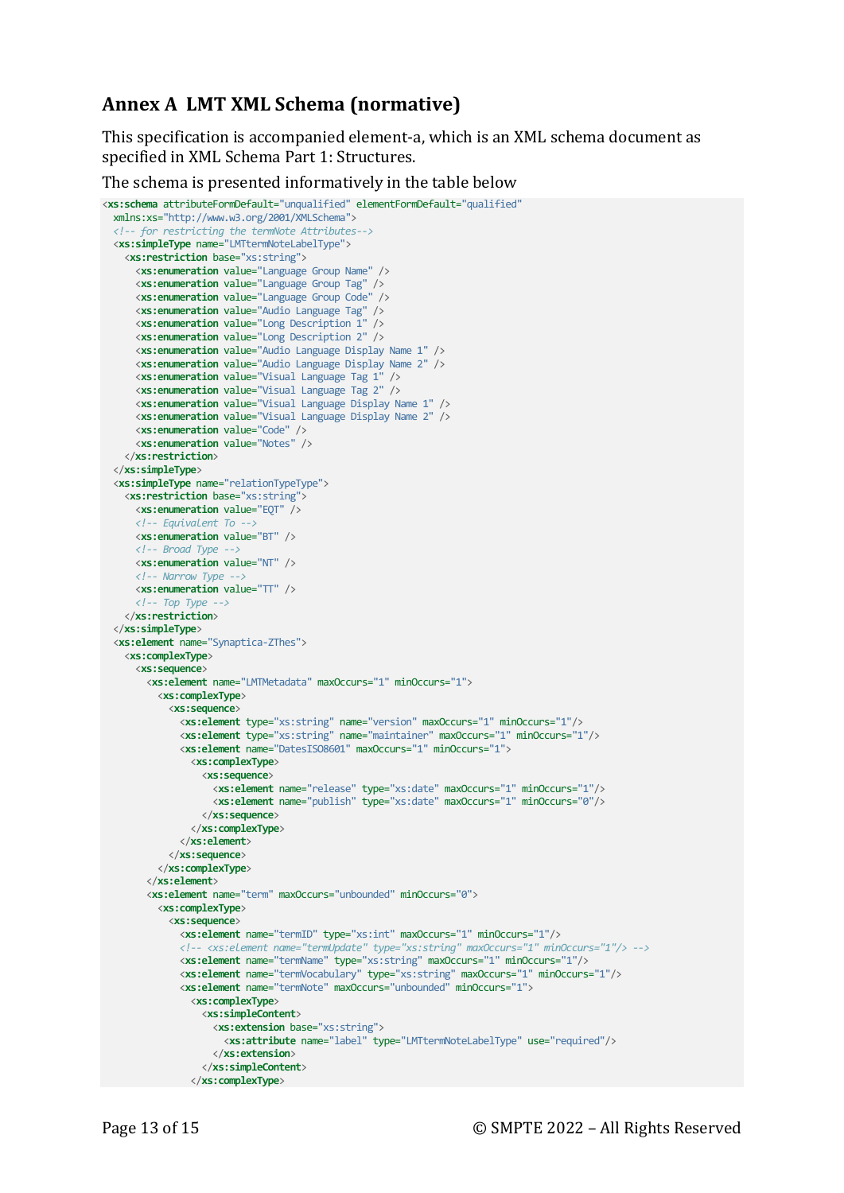## Annex A LMT XML Schema (normative)

This specification is accompanied element-a, which is an XML schema document as specified in XML Schema Part 1: Structures.

The schema is presented informatively in the table below

```
<xs:schema attributeFormDefault="unqualified" elementFormDefault="qualified"
  xmlns:xs="http://www.w3.org/2001/XMLSchema">
  <!-- for restricting the termNote Attributes-->
  <xs:simpleType name="LMTtermNoteLabelType">
    <xs:restriction base="xs:string">
      <xs:enumeration value="Language Group Name" />
      <xs:enumeration value="Language Group Tag" />
      <xs:enumeration value="Language Group Code" />
      <xs:enumeration value="Audio Language Tag" />
      <xs:enumeration value="Long Description 1" />
      <xs:enumeration value="Long Description 2" />
      <xs:enumeration value="Audio Language Display Name 1" />
      <xs:enumeration value="Audio Language Display Name 2" />
      <xs:enumeration value="Visual Language Tag 1" />
      <xs:enumeration value="Visual Language Tag 2" />
      <xs:enumeration value="Visual Language Display Name 1" />
      <xs:enumeration value="Visual Language Display Name 2" />
      <xs:enumeration value="Code" />
      <xs:enumeration value="Notes" />
    </xs:restriction>
  </xs:simpleType>
  <xs:simpleType name="relationTypeType">
    <xs:restriction base="xs:string">
      <xs:enumeration value="EQT" />
      <!-- Equivalent To -->
      <xs:enumeration value="BT" />
      <!-- Broad Type -->
      <xs:enumeration value="NT" />
      <!-- Narrow Type -->
      <xs:enumeration value="TT" />
      <!-- Top Type -->
    </xs:restriction>
  </xs:simpleType>
  <xs:element name="Synaptica-ZThes">
    <xs:complexType>
      <xs:sequence>
        <xs:element name="LMTMetadata" maxOccurs="1" minOccurs="1">
          <xs:complexType>
            <xs:sequence>
              <xs:element type="xs:string" name="version" maxOccurs="1" minOccurs="1"/>
              <xs:element type="xs:string" name="maintainer" maxOccurs="1" minOccurs="1"/>
              <xs:element name="DatesISO8601" maxOccurs="1" minOccurs="1">
                <xs:complexType>
                  <xs:sequence>
                    <xs:element name="release" type="xs:date" maxOccurs="1" minOccurs="1"/>
                    <xs:element name="publish" type="xs:date" maxOccurs="1" minOccurs="0"/>
                  </xs:sequence>
                </xs:complexType>
              </xs:element>
            </xs:sequence>
          </xs:complexType>
        </xs:element>
        <xs:element name="term" maxOccurs="unbounded" minOccurs="0">
          <xs:complexType>
            <xs:sequence>
              <xs:element name="termID" type="xs:int" maxOccurs="1" minOccurs="1"/>
              <!-- <xs:element name="termUpdate" type="xs:string" maxOccurs="1" minOccurs="1"/> -->
              <xs:element name="termName" type="xs:string" maxOccurs="1" minOccurs="1"/>
              <xs:element name="termVocabulary" type="xs:string" maxOccurs="1" minOccurs="1"/>
              <xs:element name="termNote" maxOccurs="unbounded" minOccurs="1">
                <xs:complexType>
                  <xs:simpleContent>
                    <xs:extension base="xs:string">
                      <xs:attribute name="label" type="LMTtermNoteLabelType" use="required"/>
                    </xs:extension>
                  </xs:simpleContent>
                </xs:complexType>
```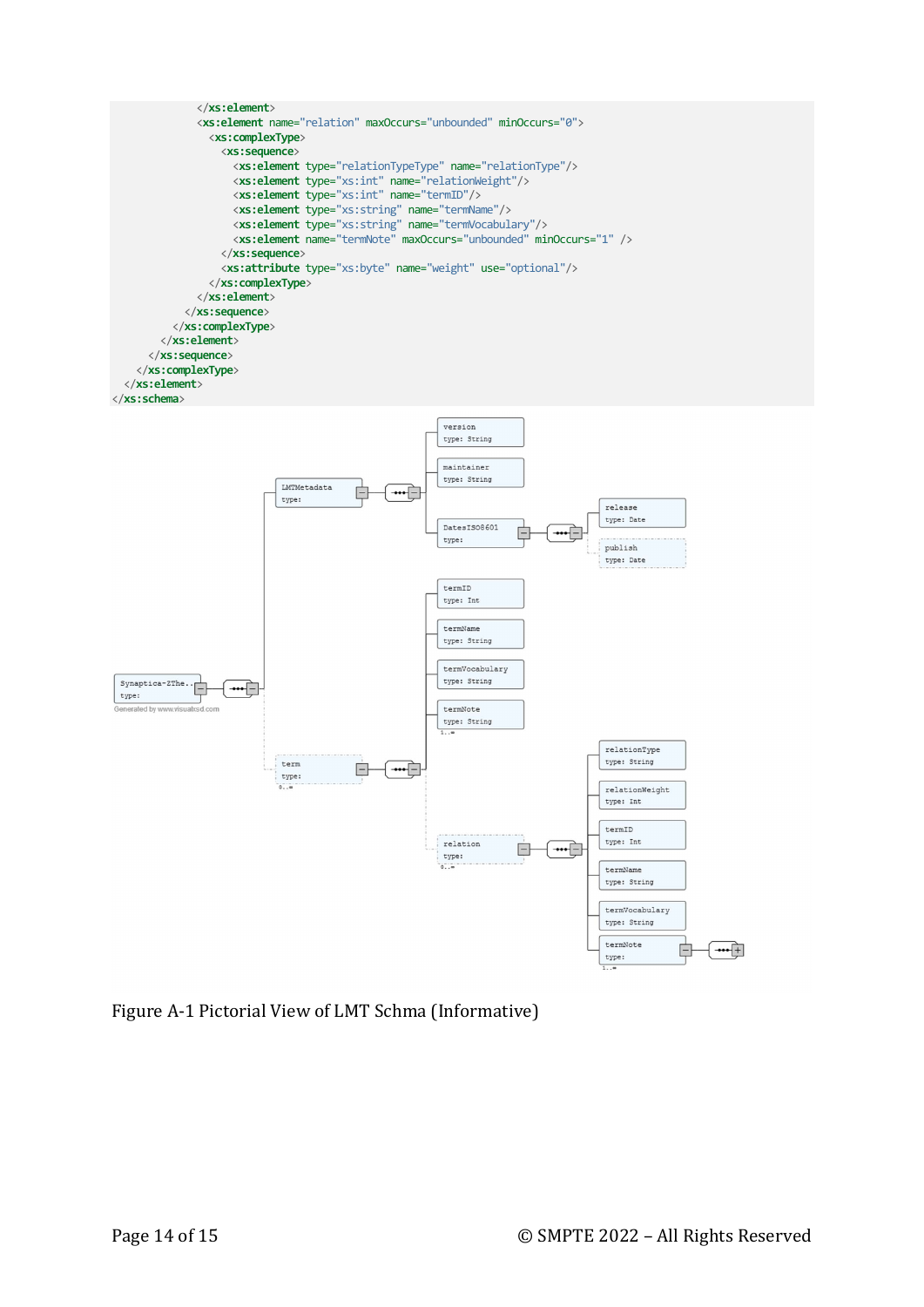```
            </xs:element>
            <xs:element name="relation" maxOccurs="unbounded" minOccurs="0">
              <xs:complexType>
                <xs:sequence>
                  <xs:element type="relationTypeType" name="relationType"/>
                  <xs:element type="xs:int" name="relationWeight"/>
                  <xs:element type="xs:int" name="termID"/>
                  <xs:element type="xs:string" name="termName"/>
                  <xs:element type="xs:string" name="termVocabulary"/>
                  <xs:element name="termNote" maxOccurs="unbounded" minOccurs="1" />
                </xs:sequence>
                <xs:attribute type="xs:byte" name="weight" use="optional"/>
              </xs:complexType>
            </xs:element>
          </xs:sequence>
        </xs:complexType>
      </xs:element>
    </xs:sequence>
  </xs:complexType>
</xs:element>
</xs:schema>
```

Synaptica-ZThe..
type:
Generated by www.visualxsd.com

LMTMetadata
type:

version
type: String

maintainer
type: String

DatesISO8601
type:

release
type: Date

publish
type: Date

term
type:
0..∞

termID
type: Int

termName
type: String

termVocabulary
type: String

termNote
type: String
1..∞

relation
type:
0..∞

relationType
type: String

relationWeight
type: Int

termID
type: Int

termName
type: String

termVocabulary
type: String

termNote
type:
1..∞

Figure A-1 Pictorial View of LMT Schma (Informative)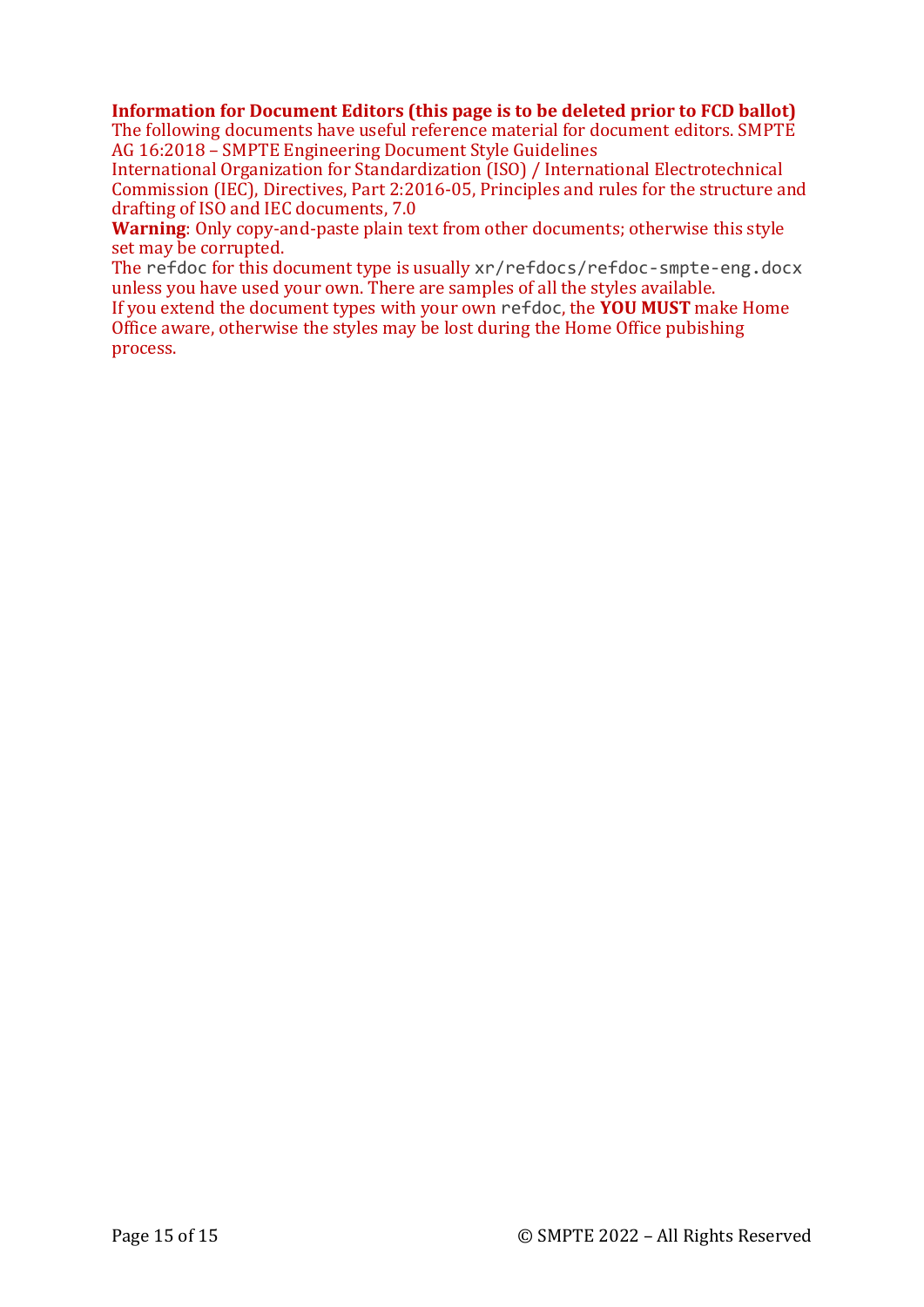**Information for Document Editors (this page is to be deleted prior to FCD ballot)**

The following documents have useful reference material for document editors. SMPTE AG 16:2018 – SMPTE Engineering Document Style Guidelines

International Organization for Standardization (ISO) / International Electrotechnical Commission (IEC), Directives, Part 2:2016-05, Principles and rules for the structure and drafting of ISO and IEC documents, 7.0

**Warning**: Only copy-and-paste plain text from other documents; otherwise this style set may be corrupted.

The `refdoc` for this document type is usually `xr/refdocs/refdoc-smpte-eng.docx` unless you have used your own. There are samples of all the styles available.

If you extend the document types with your own `refdoc`, the **YOU MUST** make Home Office aware, otherwise the styles may be lost during the Home Office pubishing process.